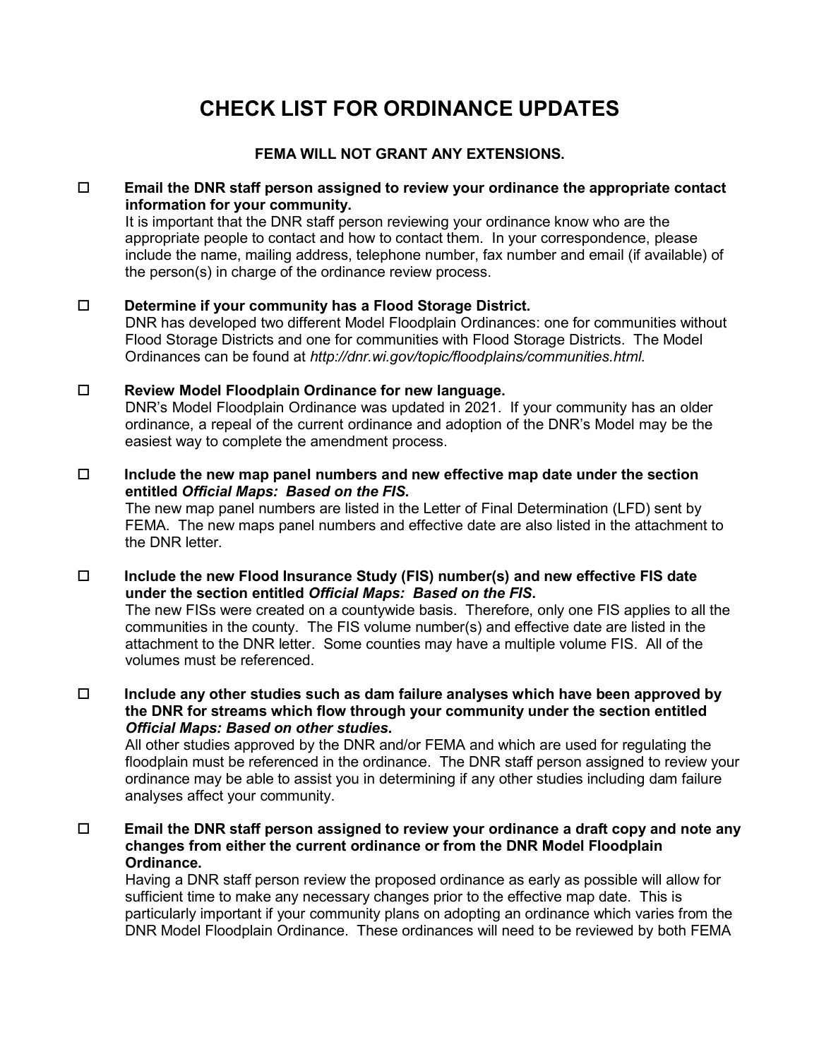# CHECK LIST FOR ORDINANCE UPDATES

**FEMA WILL NOT GRANT ANY EXTENSIONS.**

- ☐ **Email the DNR staff person assigned to review your ordinance the appropriate contact information for your community.**
  It is important that the DNR staff person reviewing your ordinance know who are the appropriate people to contact and how to contact them. In your correspondence, please include the name, mailing address, telephone number, fax number and email (if available) of the person(s) in charge of the ordinance review process.

- ☐ **Determine if your community has a Flood Storage District.**
  DNR has developed two different Model Floodplain Ordinances: one for communities without Flood Storage Districts and one for communities with Flood Storage Districts. The Model Ordinances can be found at *http://dnr.wi.gov/topic/floodplains/communities.html.*

- ☐ **Review Model Floodplain Ordinance for new language.**
  DNR's Model Floodplain Ordinance was updated in 2021. If your community has an older ordinance, a repeal of the current ordinance and adoption of the DNR's Model may be the easiest way to complete the amendment process.

- ☐ **Include the new map panel numbers and new effective map date under the section entitled *Official Maps: Based on the FIS*.**
  The new map panel numbers are listed in the Letter of Final Determination (LFD) sent by FEMA. The new maps panel numbers and effective date are also listed in the attachment to the DNR letter.

- ☐ **Include the new Flood Insurance Study (FIS) number(s) and new effective FIS date under the section entitled *Official Maps: Based on the FIS*.**
  The new FISs were created on a countywide basis. Therefore, only one FIS applies to all the communities in the county. The FIS volume number(s) and effective date are listed in the attachment to the DNR letter. Some counties may have a multiple volume FIS. All of the volumes must be referenced.

- ☐ **Include any other studies such as dam failure analyses which have been approved by the DNR for streams which flow through your community under the section entitled *Official Maps: Based on other studies*.**
  All other studies approved by the DNR and/or FEMA and which are used for regulating the floodplain must be referenced in the ordinance. The DNR staff person assigned to review your ordinance may be able to assist you in determining if any other studies including dam failure analyses affect your community.

- ☐ **Email the DNR staff person assigned to review your ordinance a draft copy and note any changes from either the current ordinance or from the DNR Model Floodplain Ordinance.**
  Having a DNR staff person review the proposed ordinance as early as possible will allow for sufficient time to make any necessary changes prior to the effective map date. This is particularly important if your community plans on adopting an ordinance which varies from the DNR Model Floodplain Ordinance. These ordinances will need to be reviewed by both FEMA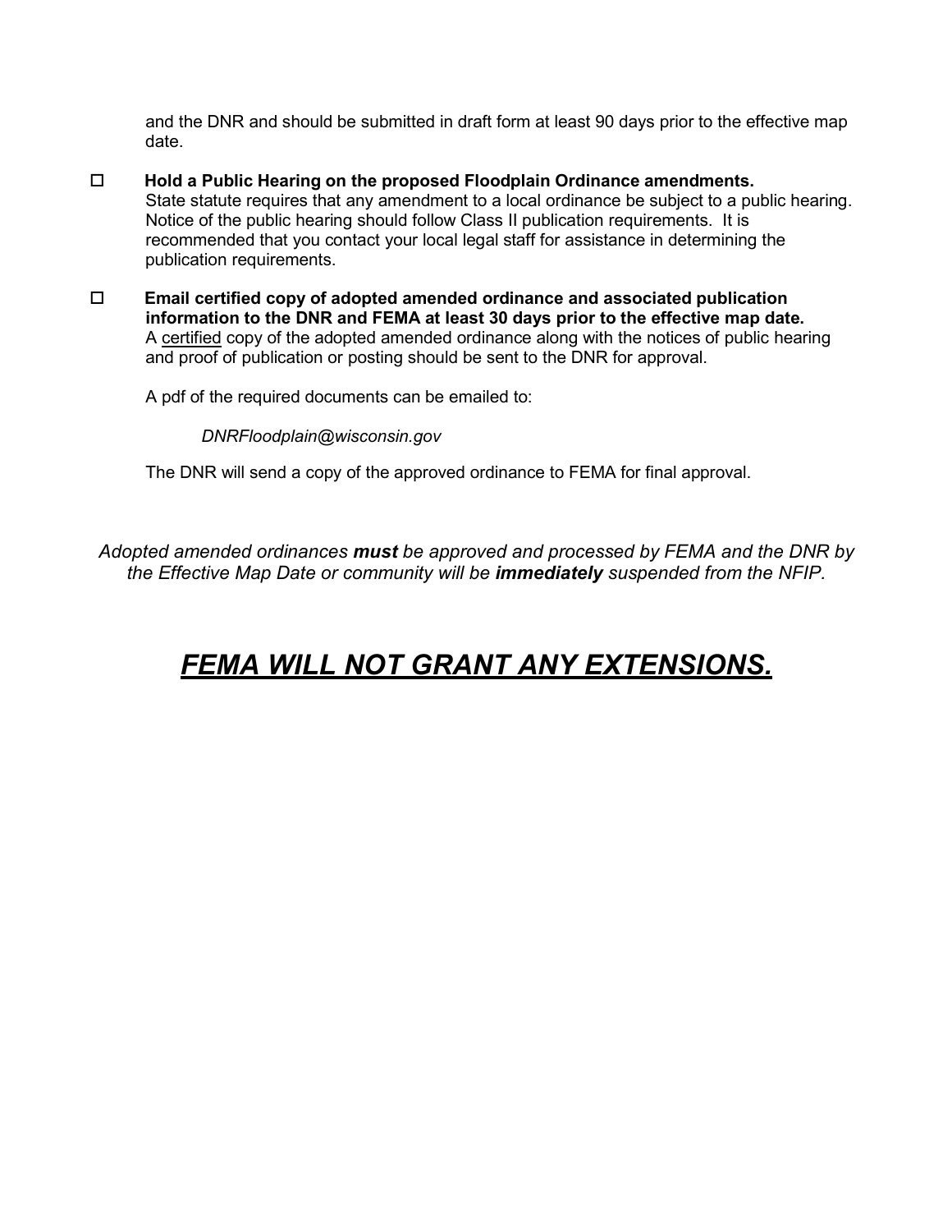and the DNR and should be submitted in draft form at least 90 days prior to the effective map date.

- ☐ **Hold a Public Hearing on the proposed Floodplain Ordinance amendments.**
  State statute requires that any amendment to a local ordinance be subject to a public hearing. Notice of the public hearing should follow Class II publication requirements. It is recommended that you contact your local legal staff for assistance in determining the publication requirements.

- ☐ **Email certified copy of adopted amended ordinance and associated publication information to the DNR and FEMA at least 30 days prior to the effective map date.**
  A <u>certified</u> copy of the adopted amended ordinance along with the notices of public hearing and proof of publication or posting should be sent to the DNR for approval.

  A pdf of the required documents can be emailed to:

  *DNRFloodplain@wisconsin.gov*

  The DNR will send a copy of the approved ordinance to FEMA for final approval.

*Adopted amended ordinances **must** be approved and processed by FEMA and the DNR by the Effective Map Date or community will be **immediately** suspended from the NFIP.*

# ***<u>FEMA WILL NOT GRANT ANY EXTENSIONS.</u>***